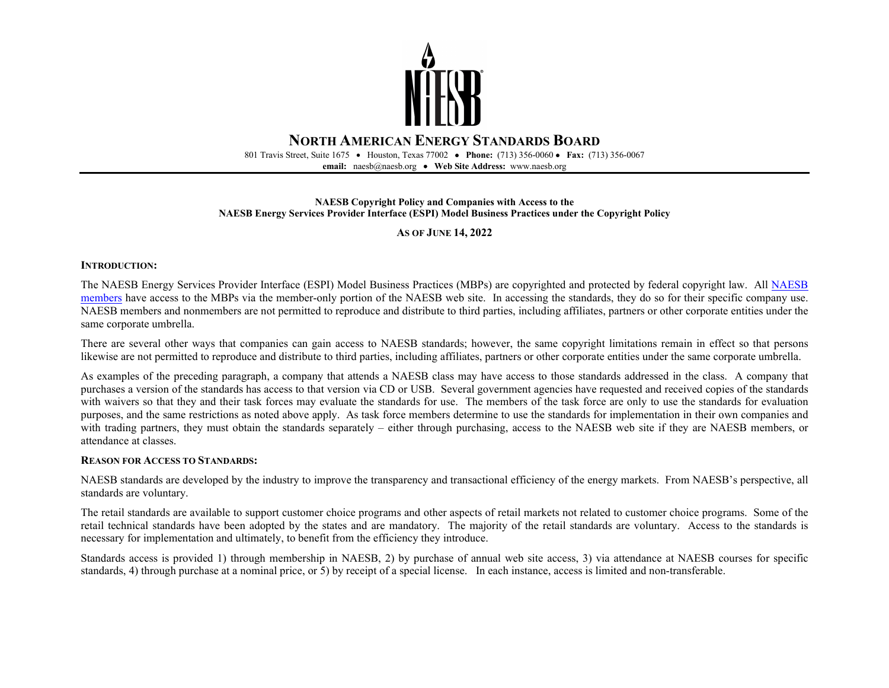# North American Energy Standards Board

801 Travis Street, Suite 1675 • Houston, Texas 77002 • **Phone:** (713) 356-0060 • **Fax:** (713) 356-0067
**email:** naesb@naesb.org • **Web Site Address:** www.naesb.org

**NAESB Copyright Policy and Companies with Access to the NAESB Energy Services Provider Interface (ESPI) Model Business Practices under the Copyright Policy**

**As of June 14, 2022**

## Introduction:

The NAESB Energy Services Provider Interface (ESPI) Model Business Practices (MBPs) are copyrighted and protected by federal copyright law. All NAESB members have access to the MBPs via the member-only portion of the NAESB web site. In accessing the standards, they do so for their specific company use. NAESB members and nonmembers are not permitted to reproduce and distribute to third parties, including affiliates, partners or other corporate entities under the same corporate umbrella.

There are several other ways that companies can gain access to NAESB standards; however, the same copyright limitations remain in effect so that persons likewise are not permitted to reproduce and distribute to third parties, including affiliates, partners or other corporate entities under the same corporate umbrella.

As examples of the preceding paragraph, a company that attends a NAESB class may have access to those standards addressed in the class. A company that purchases a version of the standards has access to that version via CD or USB. Several government agencies have requested and received copies of the standards with waivers so that they and their task forces may evaluate the standards for use. The members of the task force are only to use the standards for evaluation purposes, and the same restrictions as noted above apply. As task force members determine to use the standards for implementation in their own companies and with trading partners, they must obtain the standards separately – either through purchasing, access to the NAESB web site if they are NAESB members, or attendance at classes.

## Reason for Access to Standards:

NAESB standards are developed by the industry to improve the transparency and transactional efficiency of the energy markets. From NAESB's perspective, all standards are voluntary.

The retail standards are available to support customer choice programs and other aspects of retail markets not related to customer choice programs. Some of the retail technical standards have been adopted by the states and are mandatory. The majority of the retail standards are voluntary. Access to the standards is necessary for implementation and ultimately, to benefit from the efficiency they introduce.

Standards access is provided 1) through membership in NAESB, 2) by purchase of annual web site access, 3) via attendance at NAESB courses for specific standards, 4) through purchase at a nominal price, or 5) by receipt of a special license. In each instance, access is limited and non-transferable.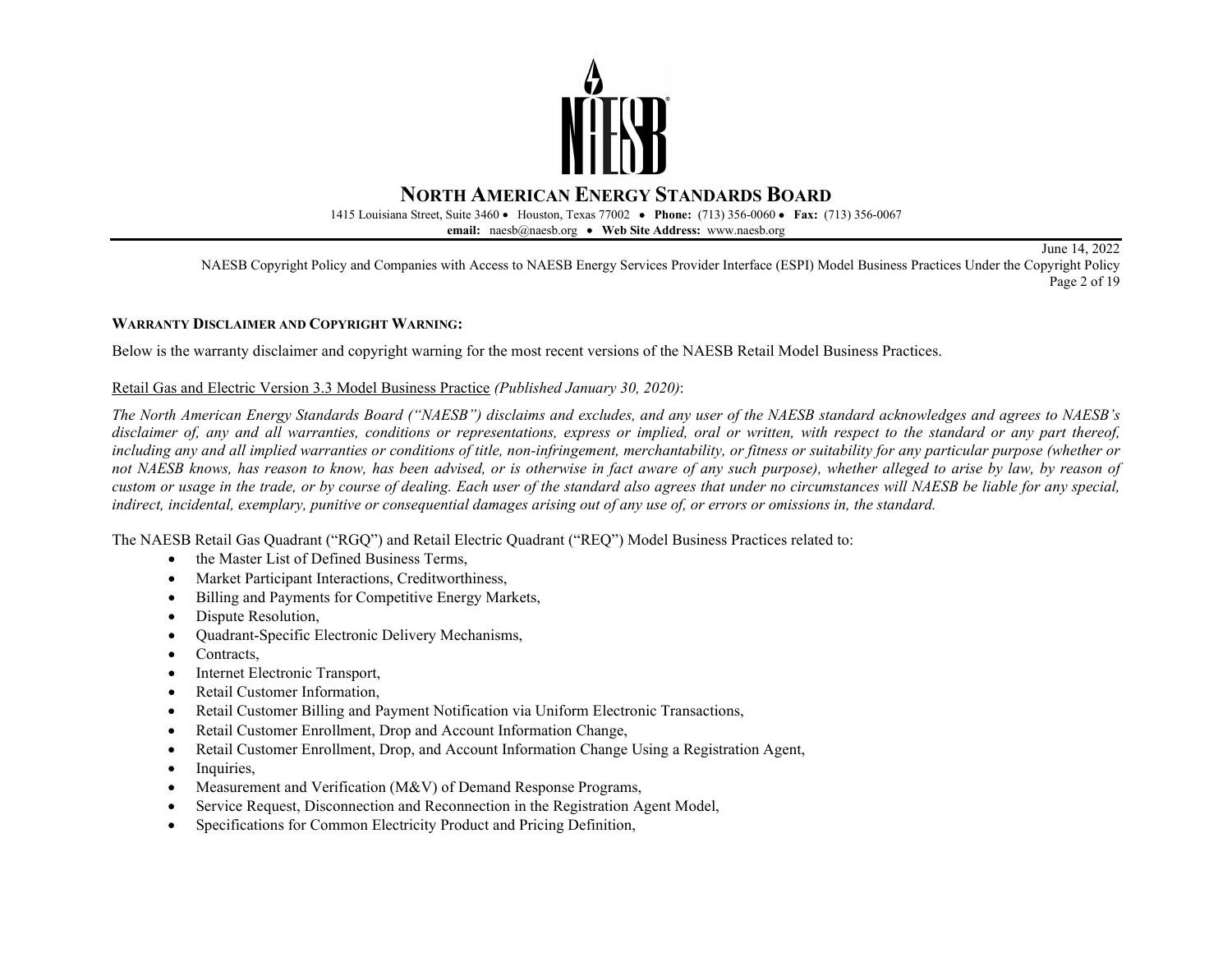**WARRANTY DISCLAIMER AND COPYRIGHT WARNING:**

Below is the warranty disclaimer and copyright warning for the most recent versions of the NAESB Retail Model Business Practices.

Retail Gas and Electric Version 3.3 Model Business Practice *(Published January 30, 2020)*:

*The North American Energy Standards Board ("NAESB") disclaims and excludes, and any user of the NAESB standard acknowledges and agrees to NAESB's disclaimer of, any and all warranties, conditions or representations, express or implied, oral or written, with respect to the standard or any part thereof, including any and all implied warranties or conditions of title, non-infringement, merchantability, or fitness or suitability for any particular purpose (whether or not NAESB knows, has reason to know, has been advised, or is otherwise in fact aware of any such purpose), whether alleged to arise by law, by reason of custom or usage in the trade, or by course of dealing. Each user of the standard also agrees that under no circumstances will NAESB be liable for any special, indirect, incidental, exemplary, punitive or consequential damages arising out of any use of, or errors or omissions in, the standard.*

The NAESB Retail Gas Quadrant ("RGQ") and Retail Electric Quadrant ("REQ") Model Business Practices related to:

- the Master List of Defined Business Terms,
- Market Participant Interactions, Creditworthiness,
- Billing and Payments for Competitive Energy Markets,
- Dispute Resolution,
- Quadrant-Specific Electronic Delivery Mechanisms,
- Contracts,
- Internet Electronic Transport,
- Retail Customer Information,
- Retail Customer Billing and Payment Notification via Uniform Electronic Transactions,
- Retail Customer Enrollment, Drop and Account Information Change,
- Retail Customer Enrollment, Drop, and Account Information Change Using a Registration Agent,
- Inquiries,
- Measurement and Verification (M&V) of Demand Response Programs,
- Service Request, Disconnection and Reconnection in the Registration Agent Model,
- Specifications for Common Electricity Product and Pricing Definition,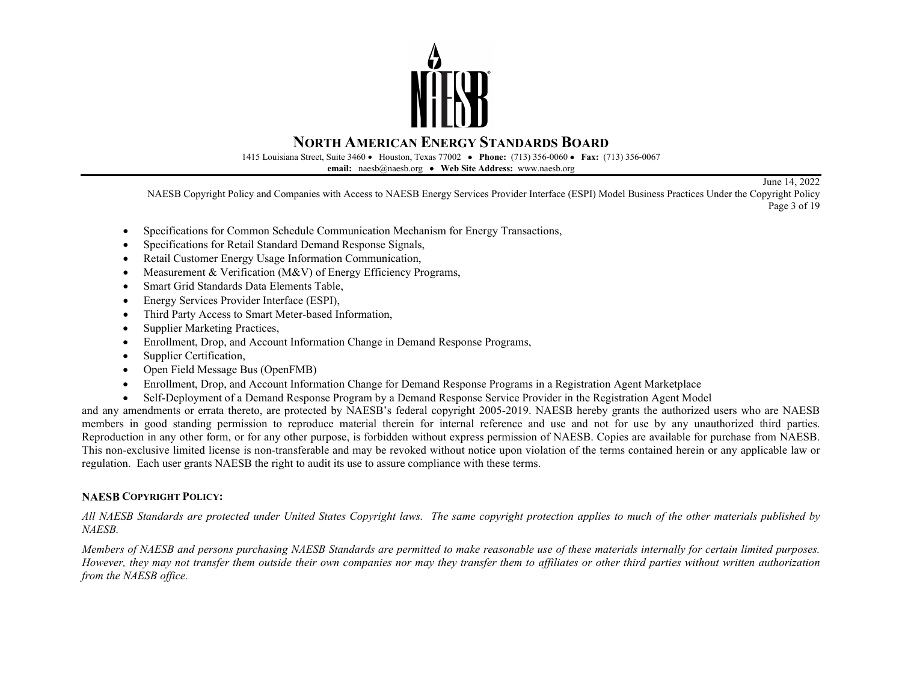- Specifications for Common Schedule Communication Mechanism for Energy Transactions,
- Specifications for Retail Standard Demand Response Signals,
- Retail Customer Energy Usage Information Communication,
- Measurement & Verification (M&V) of Energy Efficiency Programs,
- Smart Grid Standards Data Elements Table,
- Energy Services Provider Interface (ESPI),
- Third Party Access to Smart Meter-based Information,
- Supplier Marketing Practices,
- Enrollment, Drop, and Account Information Change in Demand Response Programs,
- Supplier Certification,
- Open Field Message Bus (OpenFMB)
- Enrollment, Drop, and Account Information Change for Demand Response Programs in a Registration Agent Marketplace
- Self-Deployment of a Demand Response Program by a Demand Response Service Provider in the Registration Agent Model

and any amendments or errata thereto, are protected by NAESB's federal copyright 2005-2019. NAESB hereby grants the authorized users who are NAESB members in good standing permission to reproduce material therein for internal reference and use and not for use by any unauthorized third parties. Reproduction in any other form, or for any other purpose, is forbidden without express permission of NAESB. Copies are available for purchase from NAESB. This non-exclusive limited license is non-transferable and may be revoked without notice upon violation of the terms contained herein or any applicable law or regulation. Each user grants NAESB the right to audit its use to assure compliance with these terms.

**NAESB COPYRIGHT POLICY:**

*All NAESB Standards are protected under United States Copyright laws. The same copyright protection applies to much of the other materials published by NAESB.*

*Members of NAESB and persons purchasing NAESB Standards are permitted to make reasonable use of these materials internally for certain limited purposes. However, they may not transfer them outside their own companies nor may they transfer them to affiliates or other third parties without written authorization from the NAESB office.*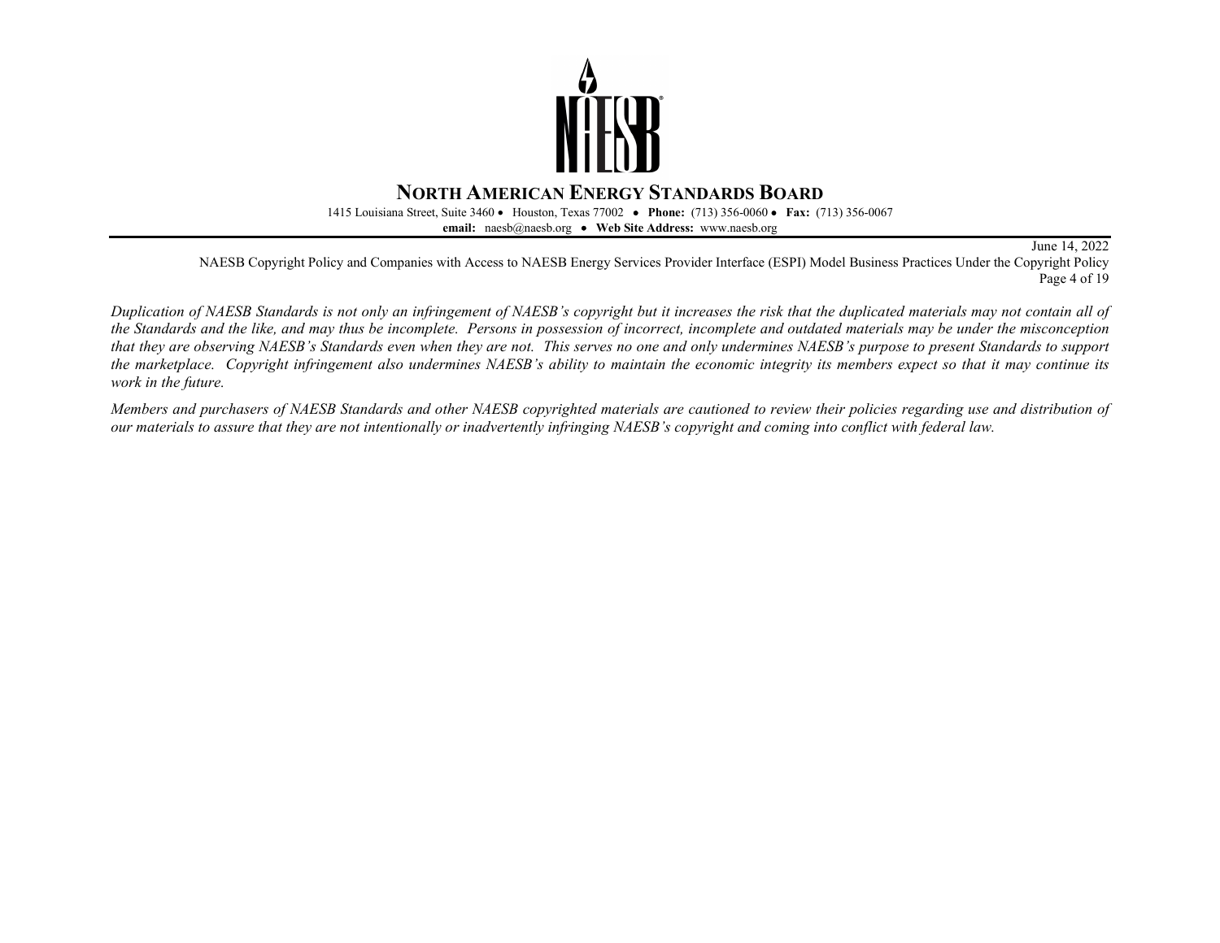*Duplication of NAESB Standards is not only an infringement of NAESB's copyright but it increases the risk that the duplicated materials may not contain all of the Standards and the like, and may thus be incomplete. Persons in possession of incorrect, incomplete and outdated materials may be under the misconception that they are observing NAESB's Standards even when they are not. This serves no one and only undermines NAESB's purpose to present Standards to support the marketplace. Copyright infringement also undermines NAESB's ability to maintain the economic integrity its members expect so that it may continue its work in the future.*

*Members and purchasers of NAESB Standards and other NAESB copyrighted materials are cautioned to review their policies regarding use and distribution of our materials to assure that they are not intentionally or inadvertently infringing NAESB's copyright and coming into conflict with federal law.*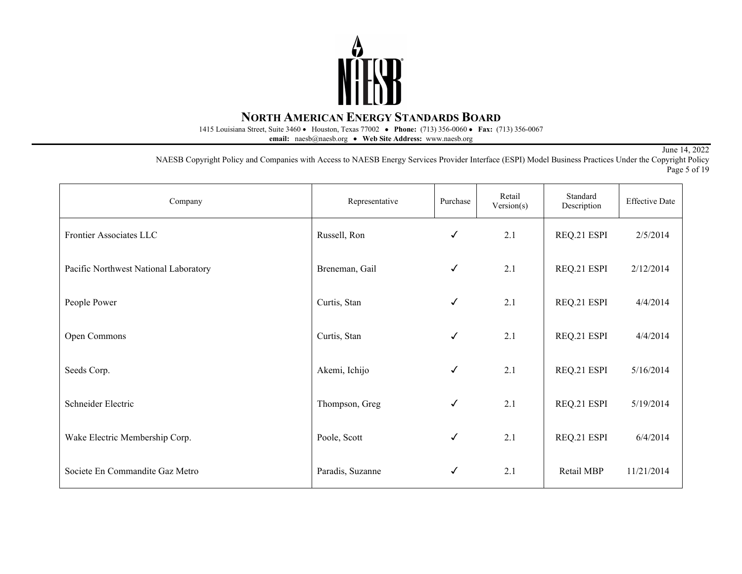| Company | Representative | Purchase | Retail Version(s) | Standard Description | Effective Date |
|---|---|---|---|---|---|
| Frontier Associates LLC | Russell, Ron | ✓ | 2.1 | REQ.21 ESPI | 2/5/2014 |
| Pacific Northwest National Laboratory | Breneman, Gail | ✓ | 2.1 | REQ.21 ESPI | 2/12/2014 |
| People Power | Curtis, Stan | ✓ | 2.1 | REQ.21 ESPI | 4/4/2014 |
| Open Commons | Curtis, Stan | ✓ | 2.1 | REQ.21 ESPI | 4/4/2014 |
| Seeds Corp. | Akemi, Ichijo | ✓ | 2.1 | REQ.21 ESPI | 5/16/2014 |
| Schneider Electric | Thompson, Greg | ✓ | 2.1 | REQ.21 ESPI | 5/19/2014 |
| Wake Electric Membership Corp. | Poole, Scott | ✓ | 2.1 | REQ.21 ESPI | 6/4/2014 |
| Societe En Commandite Gaz Metro | Paradis, Suzanne | ✓ | 2.1 | Retail MBP | 11/21/2014 |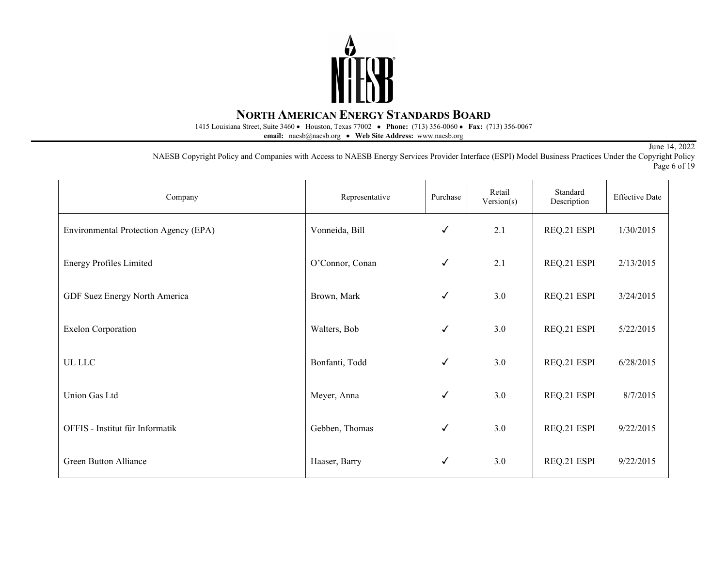| Company | Representative | Purchase | Retail Version(s) | Standard Description | Effective Date |
|---|---|---|---|---|---|
| Environmental Protection Agency (EPA) | Vonneida, Bill | ✓ | 2.1 | REQ.21 ESPI | 1/30/2015 |
| Energy Profiles Limited | O'Connor, Conan | ✓ | 2.1 | REQ.21 ESPI | 2/13/2015 |
| GDF Suez Energy North America | Brown, Mark | ✓ | 3.0 | REQ.21 ESPI | 3/24/2015 |
| Exelon Corporation | Walters, Bob | ✓ | 3.0 | REQ.21 ESPI | 5/22/2015 |
| UL LLC | Bonfanti, Todd | ✓ | 3.0 | REQ.21 ESPI | 6/28/2015 |
| Union Gas Ltd | Meyer, Anna | ✓ | 3.0 | REQ.21 ESPI | 8/7/2015 |
| OFFIS - Institut für Informatik | Gebben, Thomas | ✓ | 3.0 | REQ.21 ESPI | 9/22/2015 |
| Green Button Alliance | Haaser, Barry | ✓ | 3.0 | REQ.21 ESPI | 9/22/2015 |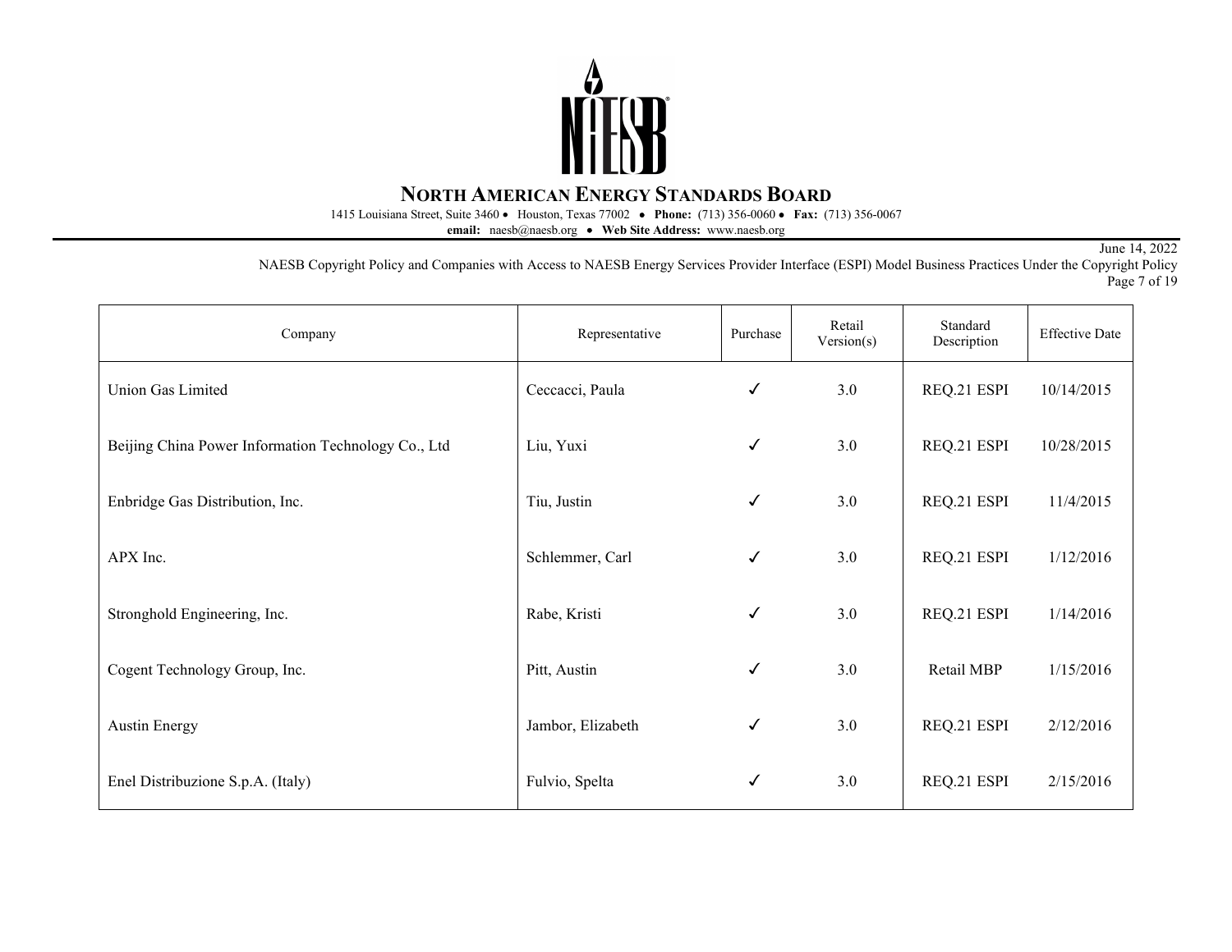| Company | Representative | Purchase | Retail Version(s) | Standard Description | Effective Date |
|---|---|---|---|---|---|
| Union Gas Limited | Ceccacci, Paula | ✓ | 3.0 | REQ.21 ESPI | 10/14/2015 |
| Beijing China Power Information Technology Co., Ltd | Liu, Yuxi | ✓ | 3.0 | REQ.21 ESPI | 10/28/2015 |
| Enbridge Gas Distribution, Inc. | Tiu, Justin | ✓ | 3.0 | REQ.21 ESPI | 11/4/2015 |
| APX Inc. | Schlemmer, Carl | ✓ | 3.0 | REQ.21 ESPI | 1/12/2016 |
| Stronghold Engineering, Inc. | Rabe, Kristi | ✓ | 3.0 | REQ.21 ESPI | 1/14/2016 |
| Cogent Technology Group, Inc. | Pitt, Austin | ✓ | 3.0 | Retail MBP | 1/15/2016 |
| Austin Energy | Jambor, Elizabeth | ✓ | 3.0 | REQ.21 ESPI | 2/12/2016 |
| Enel Distribuzione S.p.A. (Italy) | Fulvio, Spelta | ✓ | 3.0 | REQ.21 ESPI | 2/15/2016 |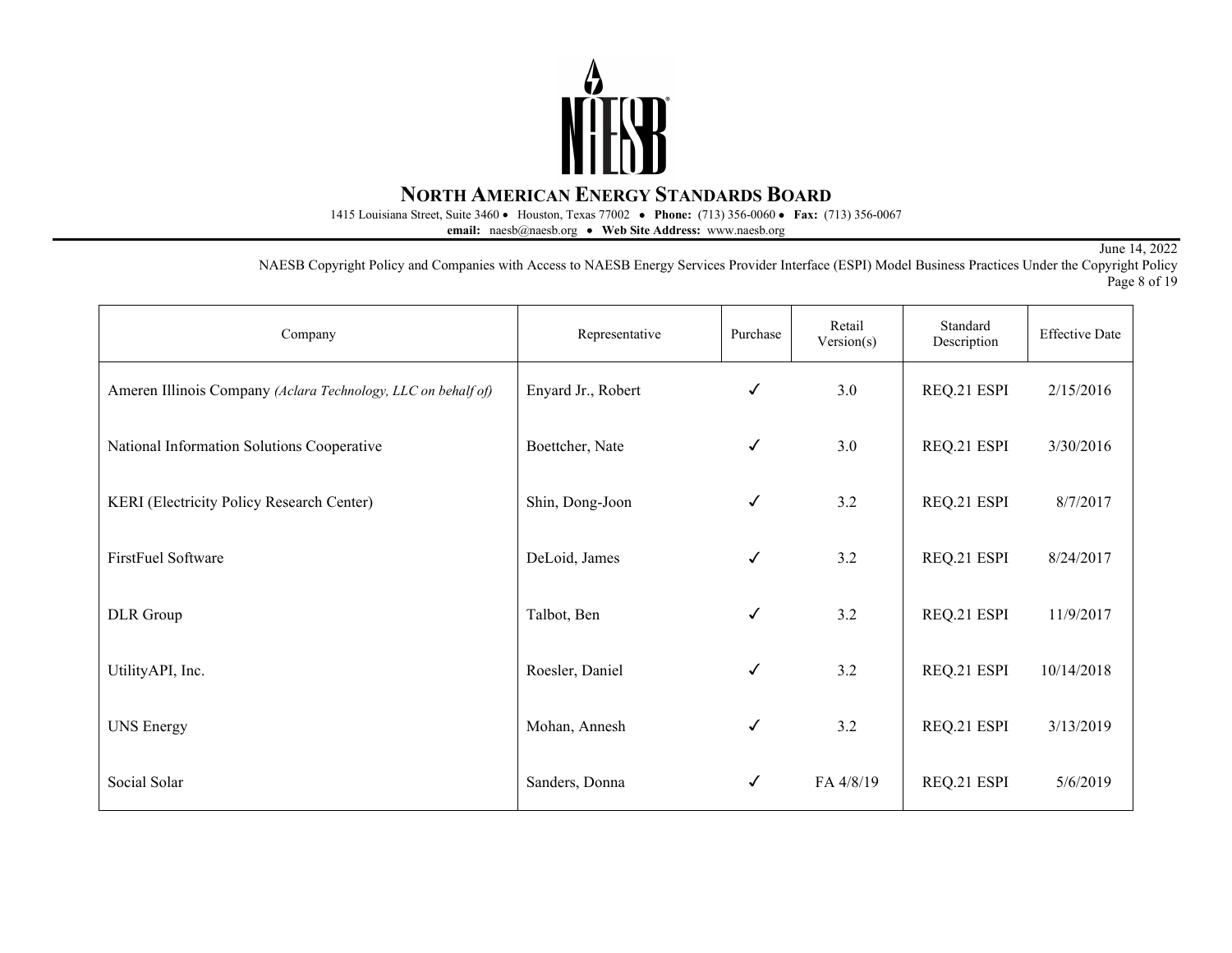| Company | Representative | Purchase | Retail Version(s) | Standard Description | Effective Date |
|---|---|---|---|---|---|
| Ameren Illinois Company *(Aclara Technology, LLC on behalf of)* | Enyard Jr., Robert | ✓ | 3.0 | REQ.21 ESPI | 2/15/2016 |
| National Information Solutions Cooperative | Boettcher, Nate | ✓ | 3.0 | REQ.21 ESPI | 3/30/2016 |
| KERI (Electricity Policy Research Center) | Shin, Dong-Joon | ✓ | 3.2 | REQ.21 ESPI | 8/7/2017 |
| FirstFuel Software | DeLoid, James | ✓ | 3.2 | REQ.21 ESPI | 8/24/2017 |
| DLR Group | Talbot, Ben | ✓ | 3.2 | REQ.21 ESPI | 11/9/2017 |
| UtilityAPI, Inc. | Roesler, Daniel | ✓ | 3.2 | REQ.21 ESPI | 10/14/2018 |
| UNS Energy | Mohan, Annesh | ✓ | 3.2 | REQ.21 ESPI | 3/13/2019 |
| Social Solar | Sanders, Donna | ✓ | FA 4/8/19 | REQ.21 ESPI | 5/6/2019 |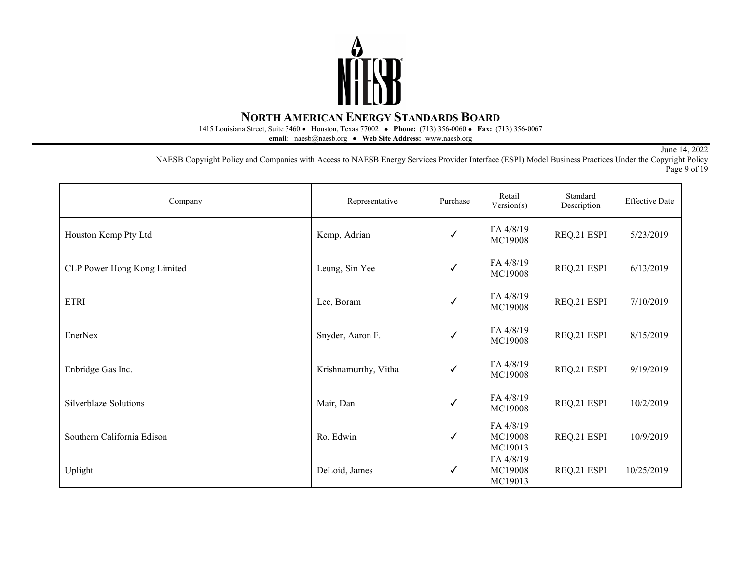| Company | Representative | Purchase | Retail Version(s) | Standard Description | Effective Date |
| --- | --- | --- | --- | --- | --- |
| Houston Kemp Pty Ltd | Kemp, Adrian | ✓ | FA 4/8/19 MC19008 | REQ.21 ESPI | 5/23/2019 |
| CLP Power Hong Kong Limited | Leung, Sin Yee | ✓ | FA 4/8/19 MC19008 | REQ.21 ESPI | 6/13/2019 |
| ETRI | Lee, Boram | ✓ | FA 4/8/19 MC19008 | REQ.21 ESPI | 7/10/2019 |
| EnerNex | Snyder, Aaron F. | ✓ | FA 4/8/19 MC19008 | REQ.21 ESPI | 8/15/2019 |
| Enbridge Gas Inc. | Krishnamurthy, Vitha | ✓ | FA 4/8/19 MC19008 | REQ.21 ESPI | 9/19/2019 |
| Silverblaze Solutions | Mair, Dan | ✓ | FA 4/8/19 MC19008 | REQ.21 ESPI | 10/2/2019 |
| Southern California Edison | Ro, Edwin | ✓ | FA 4/8/19 MC19008 MC19013 | REQ.21 ESPI | 10/9/2019 |
| Uplight | DeLoid, James | ✓ | FA 4/8/19 MC19008 MC19013 | REQ.21 ESPI | 10/25/2019 |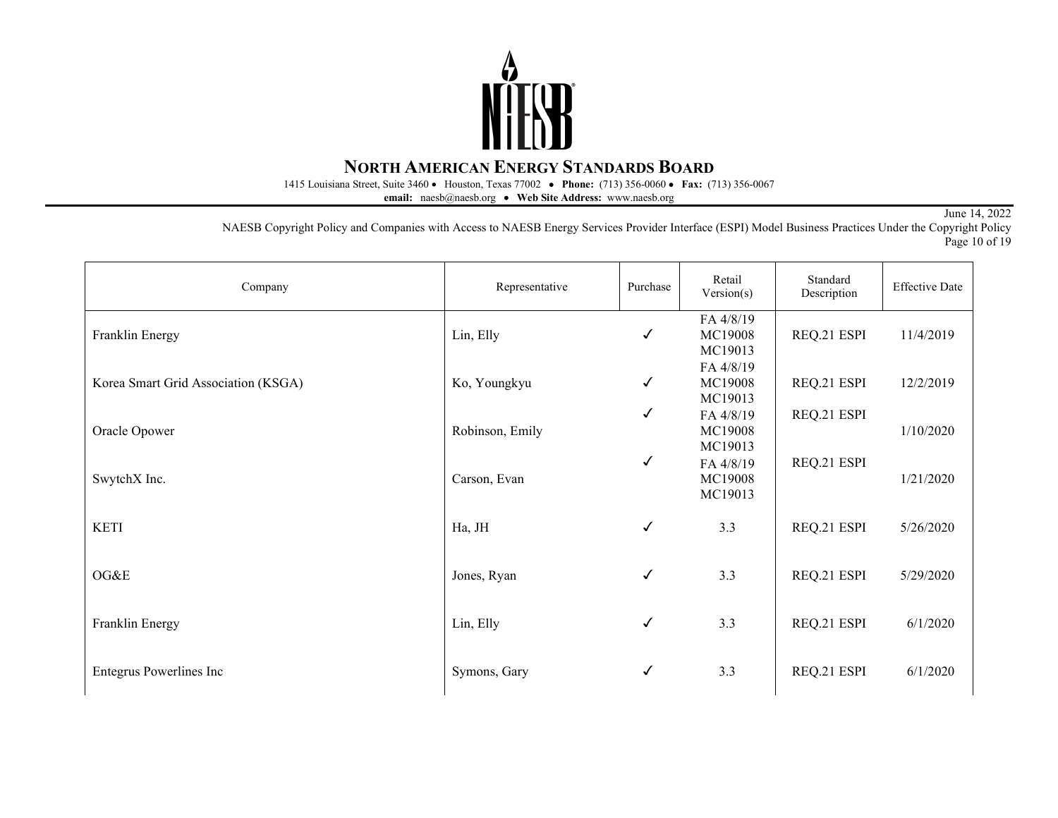# NORTH AMERICAN ENERGY STANDARDS BOARD

1415 Louisiana Street, Suite 3460 • Houston, Texas 77002 • **Phone:** (713) 356-0060 • **Fax:** (713) 356-0067
**email:** naesb@naesb.org • **Web Site Address:** www.naesb.org

June 14, 2022
NAESB Copyright Policy and Companies with Access to NAESB Energy Services Provider Interface (ESPI) Model Business Practices Under the Copyright Policy

| Company | Representative | Purchase | Retail Version(s) | Standard Description | Effective Date |
|---|---|---|---|---|---|
| Franklin Energy | Lin, Elly | ✓ | FA 4/8/19 MC19008 MC19013 | REQ.21 ESPI | 11/4/2019 |
| Korea Smart Grid Association (KSGA) | Ko, Youngkyu | ✓ | FA 4/8/19 MC19008 MC19013 | REQ.21 ESPI | 12/2/2019 |
| Oracle Opower | Robinson, Emily | ✓ | FA 4/8/19 MC19008 MC19013 | REQ.21 ESPI | 1/10/2020 |
| SwytchX Inc. | Carson, Evan | ✓ | FA 4/8/19 MC19008 MC19013 | REQ.21 ESPI | 1/21/2020 |
| KETI | Ha, JH | ✓ | 3.3 | REQ.21 ESPI | 5/26/2020 |
| OG&E | Jones, Ryan | ✓ | 3.3 | REQ.21 ESPI | 5/29/2020 |
| Franklin Energy | Lin, Elly | ✓ | 3.3 | REQ.21 ESPI | 6/1/2020 |
| Entegrus Powerlines Inc | Symons, Gary | ✓ | 3.3 | REQ.21 ESPI | 6/1/2020 |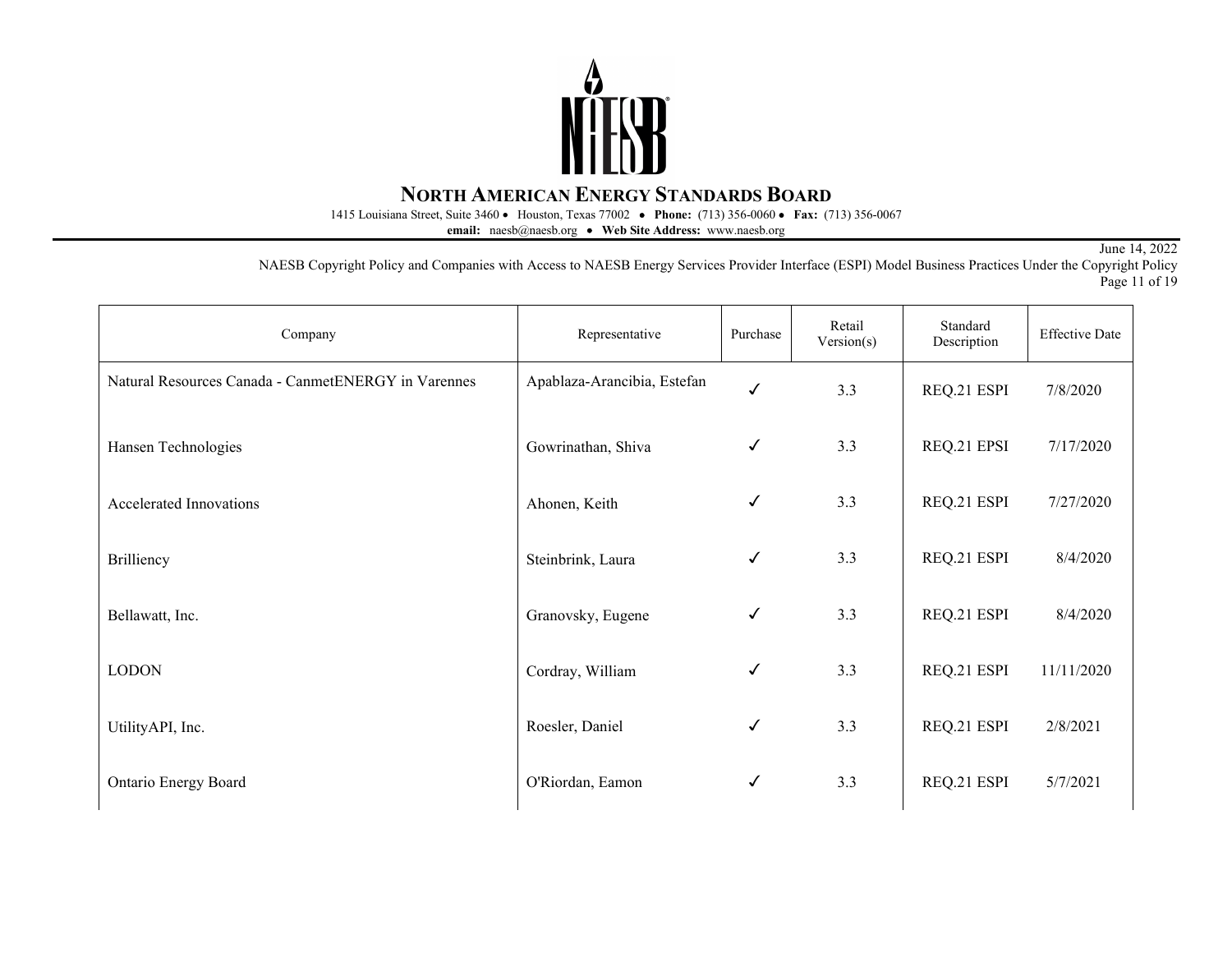| Company | Representative | Purchase | Retail Version(s) | Standard Description | Effective Date |
|---|---|---|---|---|---|
| Natural Resources Canada - CanmetENERGY in Varennes | Apablaza-Arancibia, Estefan | ✓ | 3.3 | REQ.21 ESPI | 7/8/2020 |
| Hansen Technologies | Gowrinathan, Shiva | ✓ | 3.3 | REQ.21 EPSI | 7/17/2020 |
| Accelerated Innovations | Ahonen, Keith | ✓ | 3.3 | REQ.21 ESPI | 7/27/2020 |
| Brilliency | Steinbrink, Laura | ✓ | 3.3 | REQ.21 ESPI | 8/4/2020 |
| Bellawatt, Inc. | Granovsky, Eugene | ✓ | 3.3 | REQ.21 ESPI | 8/4/2020 |
| LODON | Cordray, William | ✓ | 3.3 | REQ.21 ESPI | 11/11/2020 |
| UtilityAPI, Inc. | Roesler, Daniel | ✓ | 3.3 | REQ.21 ESPI | 2/8/2021 |
| Ontario Energy Board | O'Riordan, Eamon | ✓ | 3.3 | REQ.21 ESPI | 5/7/2021 |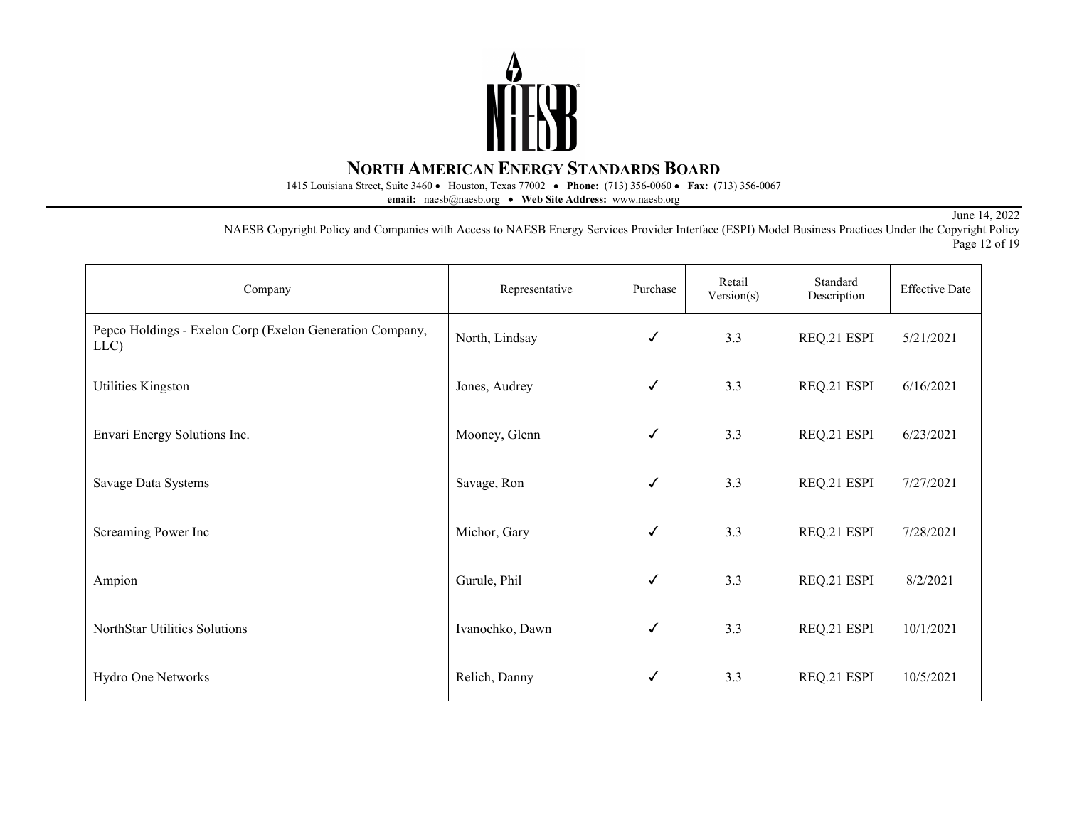| Company | Representative | Purchase | Retail Version(s) | Standard Description | Effective Date |
|---|---|---|---|---|---|
| Pepco Holdings - Exelon Corp (Exelon Generation Company, LLC) | North, Lindsay | ✓ | 3.3 | REQ.21 ESPI | 5/21/2021 |
| Utilities Kingston | Jones, Audrey | ✓ | 3.3 | REQ.21 ESPI | 6/16/2021 |
| Envari Energy Solutions Inc. | Mooney, Glenn | ✓ | 3.3 | REQ.21 ESPI | 6/23/2021 |
| Savage Data Systems | Savage, Ron | ✓ | 3.3 | REQ.21 ESPI | 7/27/2021 |
| Screaming Power Inc | Michor, Gary | ✓ | 3.3 | REQ.21 ESPI | 7/28/2021 |
| Ampion | Gurule, Phil | ✓ | 3.3 | REQ.21 ESPI | 8/2/2021 |
| NorthStar Utilities Solutions | Ivanochko, Dawn | ✓ | 3.3 | REQ.21 ESPI | 10/1/2021 |
| Hydro One Networks | Relich, Danny | ✓ | 3.3 | REQ.21 ESPI | 10/5/2021 |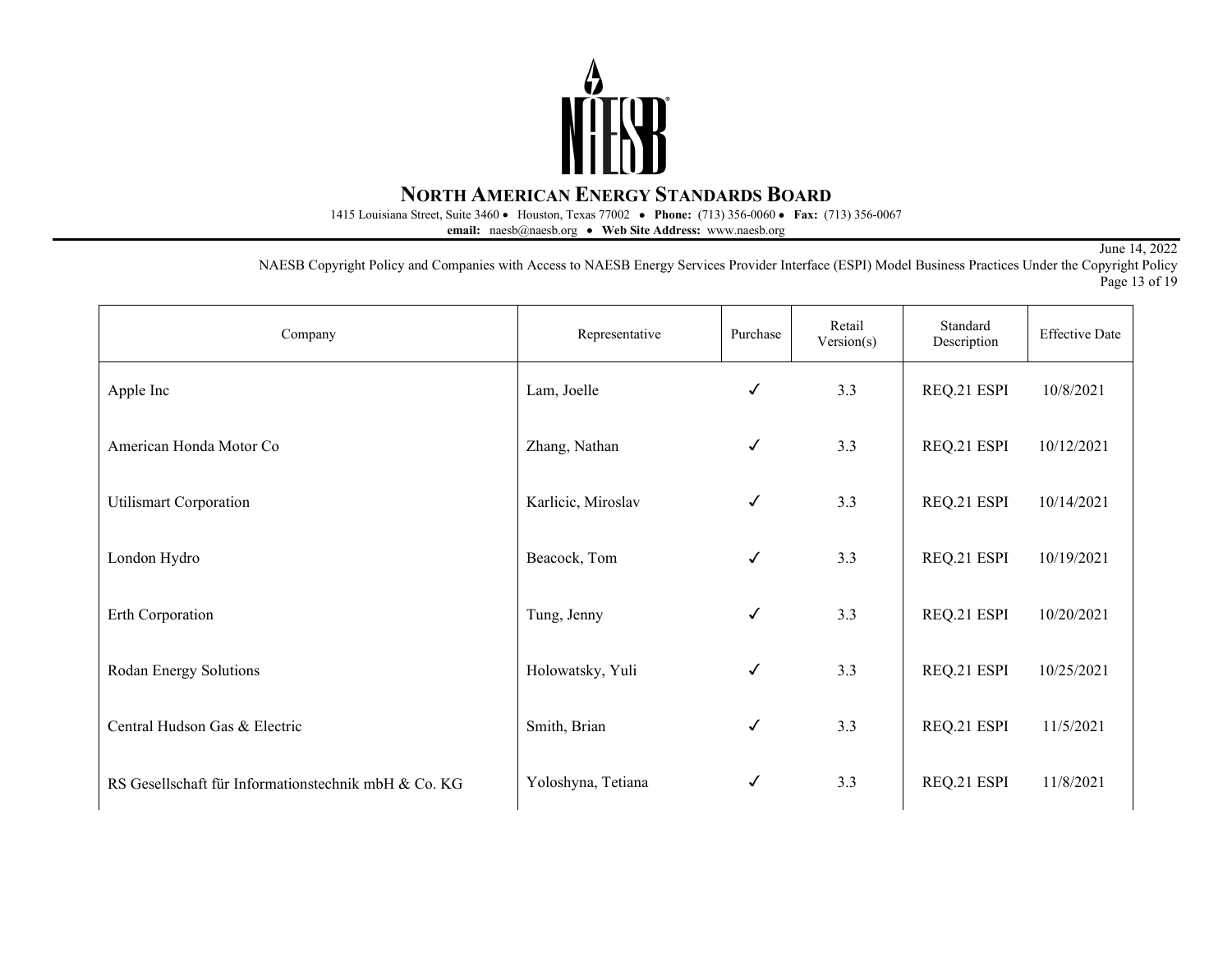| Company | Representative | Purchase | Retail Version(s) | Standard Description | Effective Date |
|---|---|---|---|---|---|
| Apple Inc | Lam, Joelle | ✓ | 3.3 | REQ.21 ESPI | 10/8/2021 |
| American Honda Motor Co | Zhang, Nathan | ✓ | 3.3 | REQ.21 ESPI | 10/12/2021 |
| Utilismart Corporation | Karlicic, Miroslav | ✓ | 3.3 | REQ.21 ESPI | 10/14/2021 |
| London Hydro | Beacock, Tom | ✓ | 3.3 | REQ.21 ESPI | 10/19/2021 |
| Erth Corporation | Tung, Jenny | ✓ | 3.3 | REQ.21 ESPI | 10/20/2021 |
| Rodan Energy Solutions | Holowatsky, Yuli | ✓ | 3.3 | REQ.21 ESPI | 10/25/2021 |
| Central Hudson Gas & Electric | Smith, Brian | ✓ | 3.3 | REQ.21 ESPI | 11/5/2021 |
| RS Gesellschaft für Informationstechnik mbH & Co. KG | Yoloshyna, Tetiana | ✓ | 3.3 | REQ.21 ESPI | 11/8/2021 |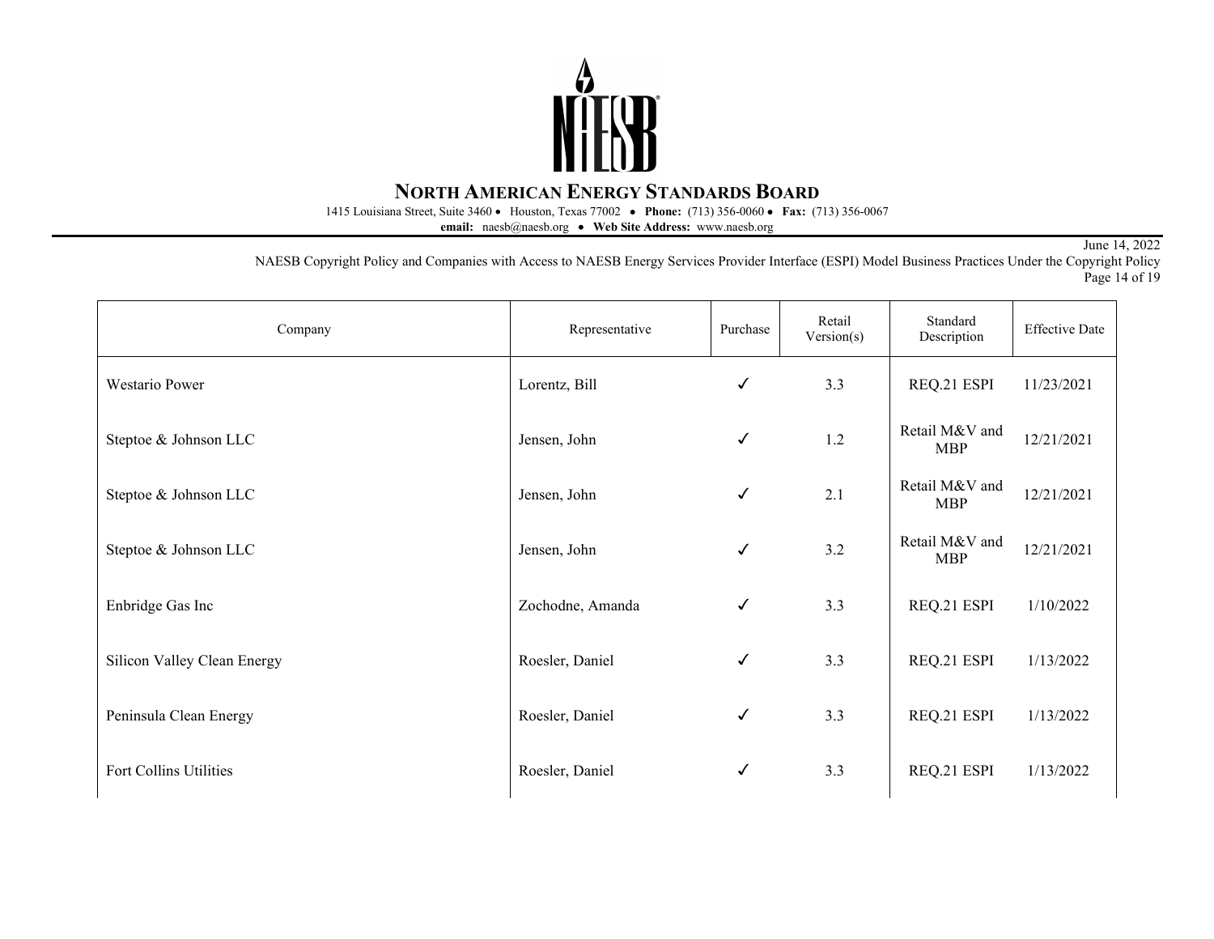| Company | Representative | Purchase | Retail Version(s) | Standard Description | Effective Date |
|---|---|---|---|---|---|
| Westario Power | Lorentz, Bill | ✓ | 3.3 | REQ.21 ESPI | 11/23/2021 |
| Steptoe & Johnson LLC | Jensen, John | ✓ | 1.2 | Retail M&V and MBP | 12/21/2021 |
| Steptoe & Johnson LLC | Jensen, John | ✓ | 2.1 | Retail M&V and MBP | 12/21/2021 |
| Steptoe & Johnson LLC | Jensen, John | ✓ | 3.2 | Retail M&V and MBP | 12/21/2021 |
| Enbridge Gas Inc | Zochodne, Amanda | ✓ | 3.3 | REQ.21 ESPI | 1/10/2022 |
| Silicon Valley Clean Energy | Roesler, Daniel | ✓ | 3.3 | REQ.21 ESPI | 1/13/2022 |
| Peninsula Clean Energy | Roesler, Daniel | ✓ | 3.3 | REQ.21 ESPI | 1/13/2022 |
| Fort Collins Utilities | Roesler, Daniel | ✓ | 3.3 | REQ.21 ESPI | 1/13/2022 |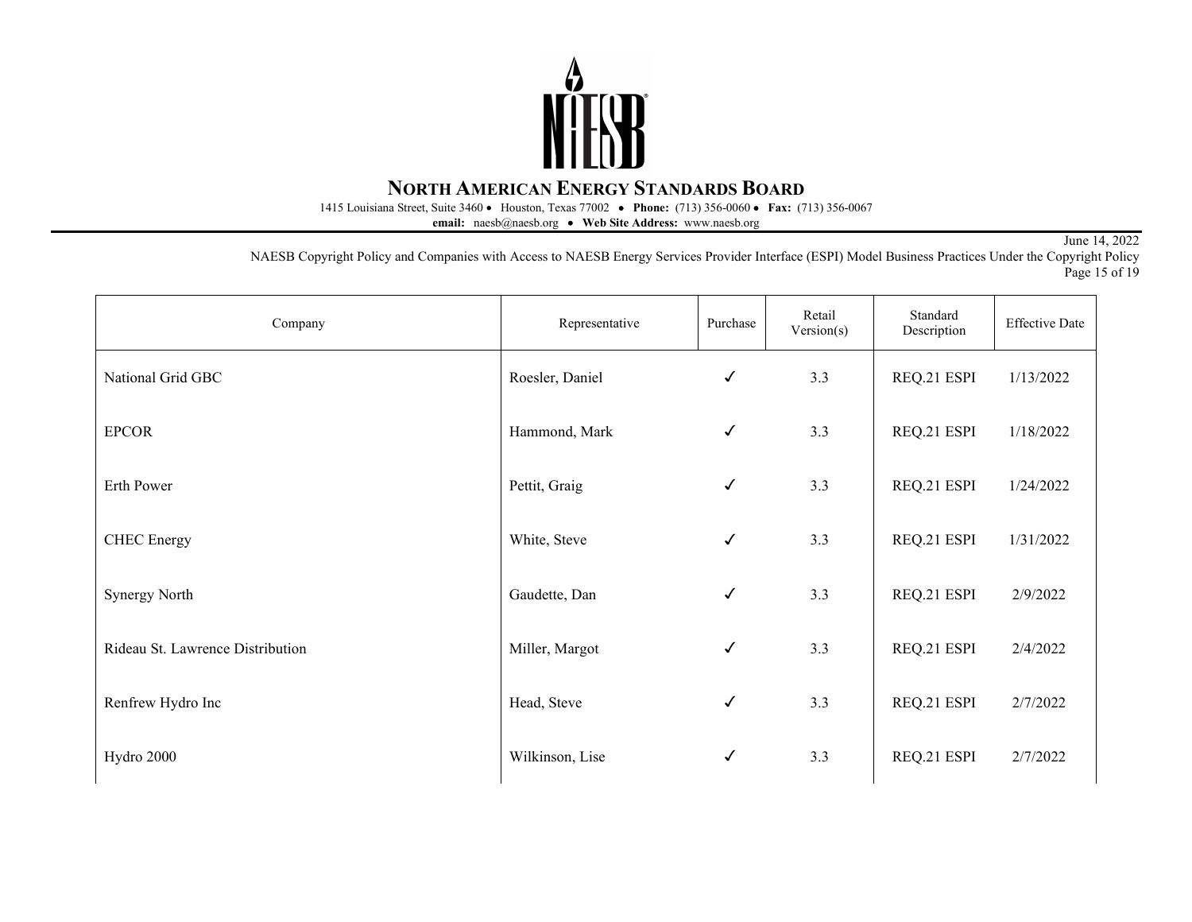| Company | Representative | Purchase | Retail Version(s) | Standard Description | Effective Date |
|---|---|---|---|---|---|
| National Grid GBC | Roesler, Daniel | ✓ | 3.3 | REQ.21 ESPI | 1/13/2022 |
| EPCOR | Hammond, Mark | ✓ | 3.3 | REQ.21 ESPI | 1/18/2022 |
| Erth Power | Pettit, Graig | ✓ | 3.3 | REQ.21 ESPI | 1/24/2022 |
| CHEC Energy | White, Steve | ✓ | 3.3 | REQ.21 ESPI | 1/31/2022 |
| Synergy North | Gaudette, Dan | ✓ | 3.3 | REQ.21 ESPI | 2/9/2022 |
| Rideau St. Lawrence Distribution | Miller, Margot | ✓ | 3.3 | REQ.21 ESPI | 2/4/2022 |
| Renfrew Hydro Inc | Head, Steve | ✓ | 3.3 | REQ.21 ESPI | 2/7/2022 |
| Hydro 2000 | Wilkinson, Lise | ✓ | 3.3 | REQ.21 ESPI | 2/7/2022 |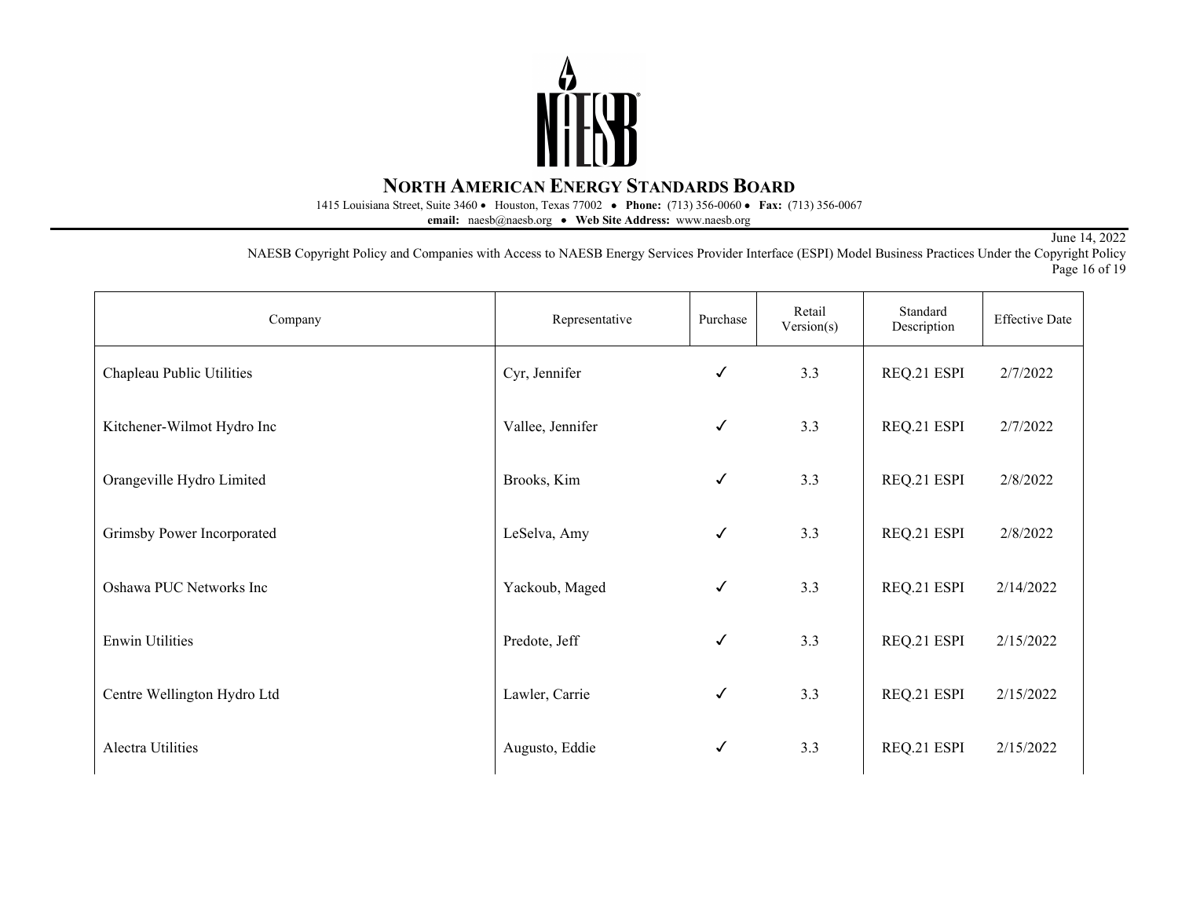| Company | Representative | Purchase | Retail Version(s) | Standard Description | Effective Date |
|---|---|---|---|---|---|
| Chapleau Public Utilities | Cyr, Jennifer | ✓ | 3.3 | REQ.21 ESPI | 2/7/2022 |
| Kitchener-Wilmot Hydro Inc | Vallee, Jennifer | ✓ | 3.3 | REQ.21 ESPI | 2/7/2022 |
| Orangeville Hydro Limited | Brooks, Kim | ✓ | 3.3 | REQ.21 ESPI | 2/8/2022 |
| Grimsby Power Incorporated | LeSelva, Amy | ✓ | 3.3 | REQ.21 ESPI | 2/8/2022 |
| Oshawa PUC Networks Inc | Yackoub, Maged | ✓ | 3.3 | REQ.21 ESPI | 2/14/2022 |
| Enwin Utilities | Predote, Jeff | ✓ | 3.3 | REQ.21 ESPI | 2/15/2022 |
| Centre Wellington Hydro Ltd | Lawler, Carrie | ✓ | 3.3 | REQ.21 ESPI | 2/15/2022 |
| Alectra Utilities | Augusto, Eddie | ✓ | 3.3 | REQ.21 ESPI | 2/15/2022 |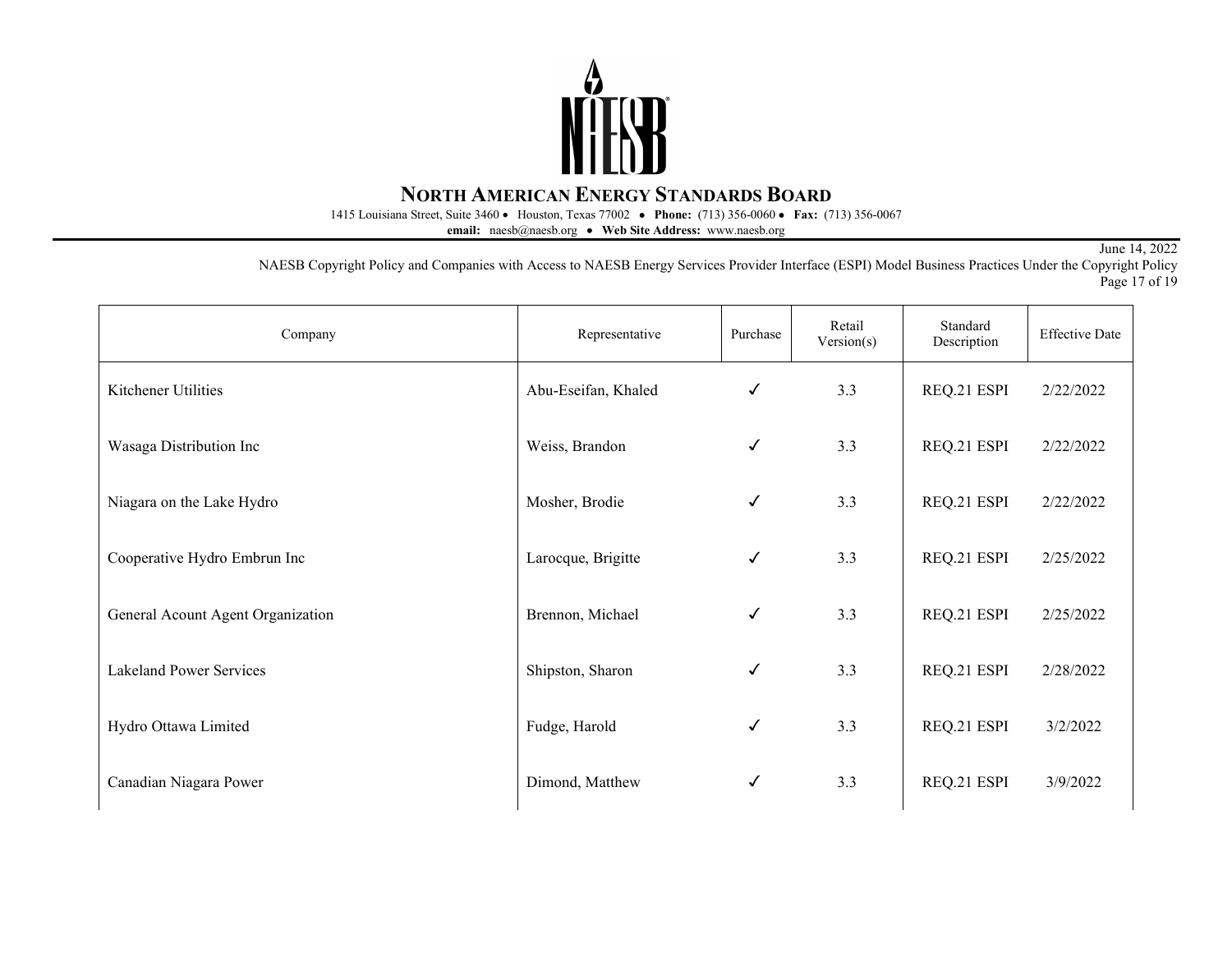# NORTH AMERICAN ENERGY STANDARDS BOARD

1415 Louisiana Street, Suite 3460 • Houston, Texas 77002 • **Phone:** (713) 356-0060 • **Fax:** (713) 356-0067
**email:** naesb@naesb.org • **Web Site Address:** www.naesb.org

June 14, 2022
NAESB Copyright Policy and Companies with Access to NAESB Energy Services Provider Interface (ESPI) Model Business Practices Under the Copyright Policy

| Company | Representative | Purchase | Retail Version(s) | Standard Description | Effective Date |
|---|---|---|---|---|---|
| Kitchener Utilities | Abu-Eseifan, Khaled | ✓ | 3.3 | REQ.21 ESPI | 2/22/2022 |
| Wasaga Distribution Inc | Weiss, Brandon | ✓ | 3.3 | REQ.21 ESPI | 2/22/2022 |
| Niagara on the Lake Hydro | Mosher, Brodie | ✓ | 3.3 | REQ.21 ESPI | 2/22/2022 |
| Cooperative Hydro Embrun Inc | Larocque, Brigitte | ✓ | 3.3 | REQ.21 ESPI | 2/25/2022 |
| General Acount Agent Organization | Brennon, Michael | ✓ | 3.3 | REQ.21 ESPI | 2/25/2022 |
| Lakeland Power Services | Shipston, Sharon | ✓ | 3.3 | REQ.21 ESPI | 2/28/2022 |
| Hydro Ottawa Limited | Fudge, Harold | ✓ | 3.3 | REQ.21 ESPI | 3/2/2022 |
| Canadian Niagara Power | Dimond, Matthew | ✓ | 3.3 | REQ.21 ESPI | 3/9/2022 |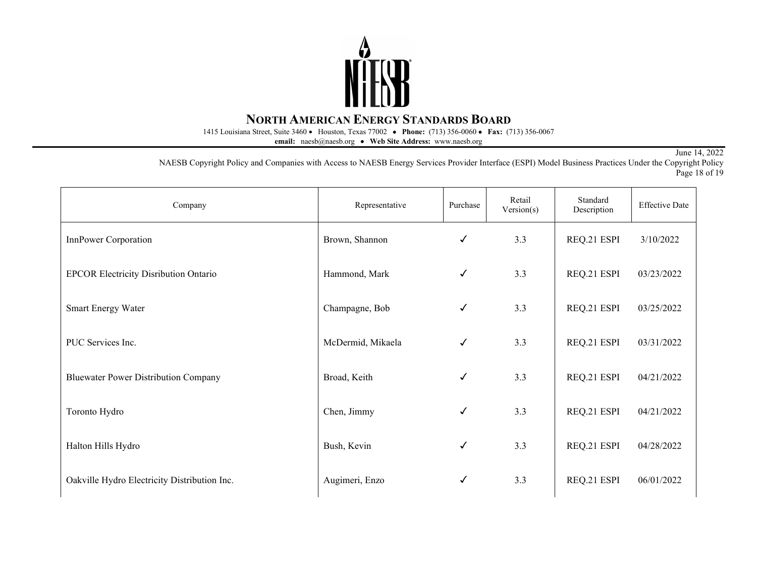| Company | Representative | Purchase | Retail Version(s) | Standard Description | Effective Date |
|---|---|---|---|---|---|
| InnPower Corporation | Brown, Shannon | ✓ | 3.3 | REQ.21 ESPI | 3/10/2022 |
| EPCOR Electricity Disribution Ontario | Hammond, Mark | ✓ | 3.3 | REQ.21 ESPI | 03/23/2022 |
| Smart Energy Water | Champagne, Bob | ✓ | 3.3 | REQ.21 ESPI | 03/25/2022 |
| PUC Services Inc. | McDermid, Mikaela | ✓ | 3.3 | REQ.21 ESPI | 03/31/2022 |
| Bluewater Power Distribution Company | Broad, Keith | ✓ | 3.3 | REQ.21 ESPI | 04/21/2022 |
| Toronto Hydro | Chen, Jimmy | ✓ | 3.3 | REQ.21 ESPI | 04/21/2022 |
| Halton Hills Hydro | Bush, Kevin | ✓ | 3.3 | REQ.21 ESPI | 04/28/2022 |
| Oakville Hydro Electricity Distribution Inc. | Augimeri, Enzo | ✓ | 3.3 | REQ.21 ESPI | 06/01/2022 |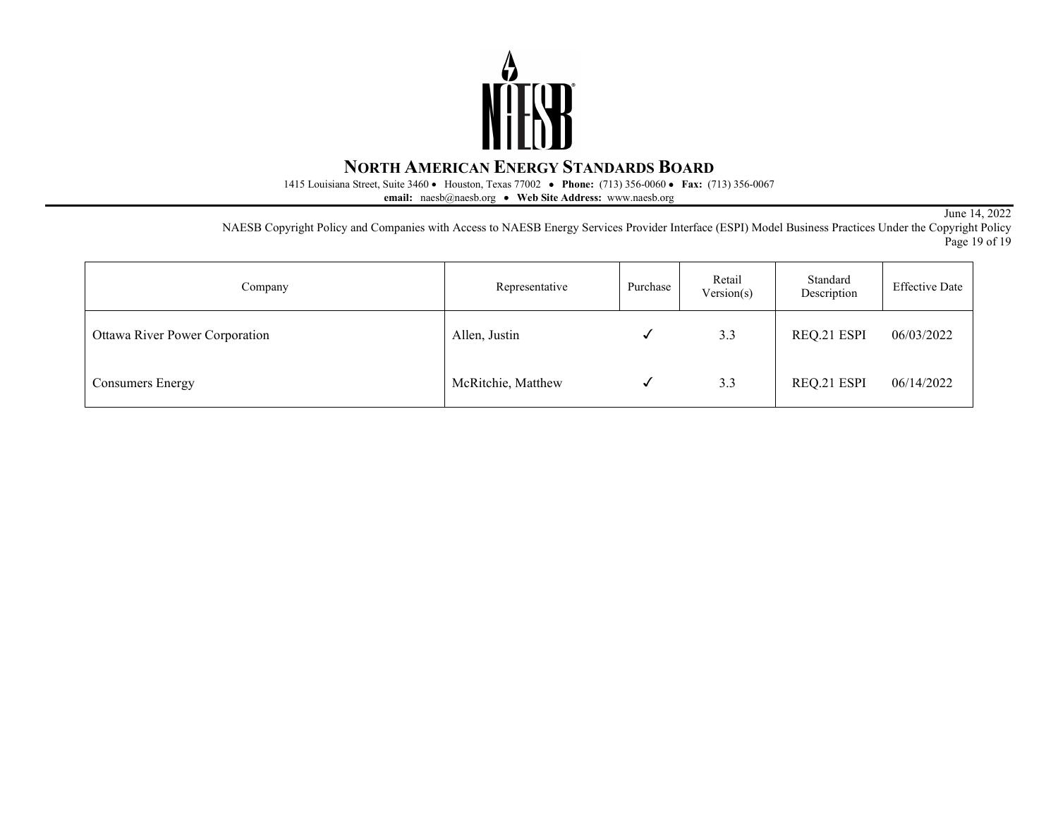# NORTH AMERICAN ENERGY STANDARDS BOARD

1415 Louisiana Street, Suite 3460 • Houston, Texas 77002 • **Phone:** (713) 356-0060 • **Fax:** (713) 356-0067
**email:** naesb@naesb.org • **Web Site Address:** www.naesb.org

June 14, 2022
NAESB Copyright Policy and Companies with Access to NAESB Energy Services Provider Interface (ESPI) Model Business Practices Under the Copyright Policy

| Company | Representative | Purchase | Retail Version(s) | Standard Description | Effective Date |
|---|---|---|---|---|---|
| Ottawa River Power Corporation | Allen, Justin | ✓ | 3.3 | REQ.21 ESPI | 06/03/2022 |
| Consumers Energy | McRitchie, Matthew | ✓ | 3.3 | REQ.21 ESPI | 06/14/2022 |